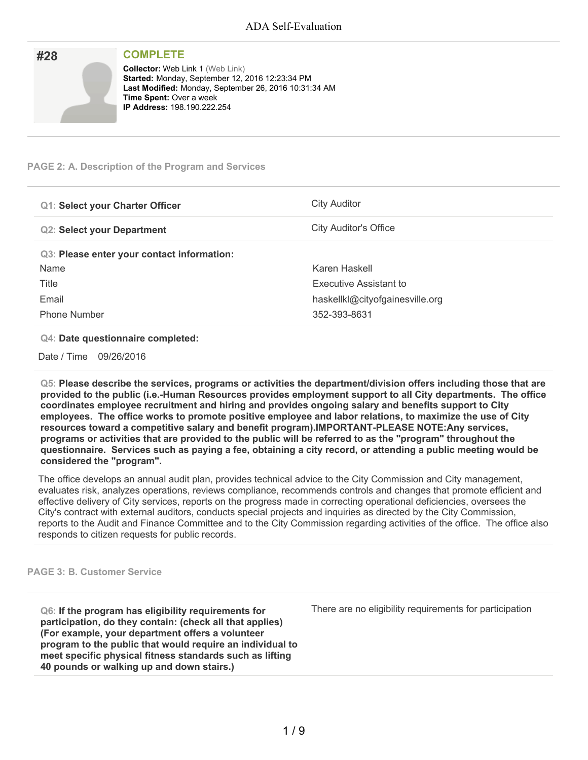# ADA Self-Evaluation

## #28

**COMPLETE**

**Collector:** Web Link 1 (Web Link)
**Started:** Monday, September 12, 2016 12:23:34 PM
**Last Modified:** Monday, September 26, 2016 10:31:34 AM
**Time Spent:** Over a week
**IP Address:** 198.190.222.254

---

### PAGE 2: A. Description of the Program and Services

| | |
|---|---|
| **Q1: Select your Charter Officer** | City Auditor |
| **Q2: Select your Department** | City Auditor's Office |

**Q3: Please enter your contact information:**

| | |
|---|---|
| Name | Karen Haskell |
| Title | Executive Assistant to |
| Email | haskellkl@cityofgainesville.org |
| Phone Number | 352-393-8631 |

**Q4: Date questionnaire completed:**

Date / Time 09/26/2016

**Q5: Please describe the services, programs or activities the department/division offers including those that are provided to the public (i.e.-Human Resources provides employment support to all City departments. The office coordinates employee recruitment and hiring and provides ongoing salary and benefits support to City employees. The office works to promote positive employee and labor relations, to maximize the use of City resources toward a competitive salary and benefit program).IMPORTANT-PLEASE NOTE:Any services, programs or activities that are provided to the public will be referred to as the "program" throughout the questionnaire. Services such as paying a fee, obtaining a city record, or attending a public meeting would be considered the "program".**

The office develops an annual audit plan, provides technical advice to the City Commission and City management, evaluates risk, analyzes operations, reviews compliance, recommends controls and changes that promote efficient and effective delivery of City services, reports on the progress made in correcting operational deficiencies, oversees the City's contract with external auditors, conducts special projects and inquiries as directed by the City Commission, reports to the Audit and Finance Committee and to the City Commission regarding activities of the office. The office also responds to citizen requests for public records.

### PAGE 3: B. Customer Service

| | |
|---|---|
| **Q6: If the program has eligibility requirements for participation, do they contain: (check all that applies) (For example, your department offers a volunteer program to the public that would require an individual to meet specific physical fitness standards such as lifting 40 pounds or walking up and down stairs.)** | There are no eligibility requirements for participation |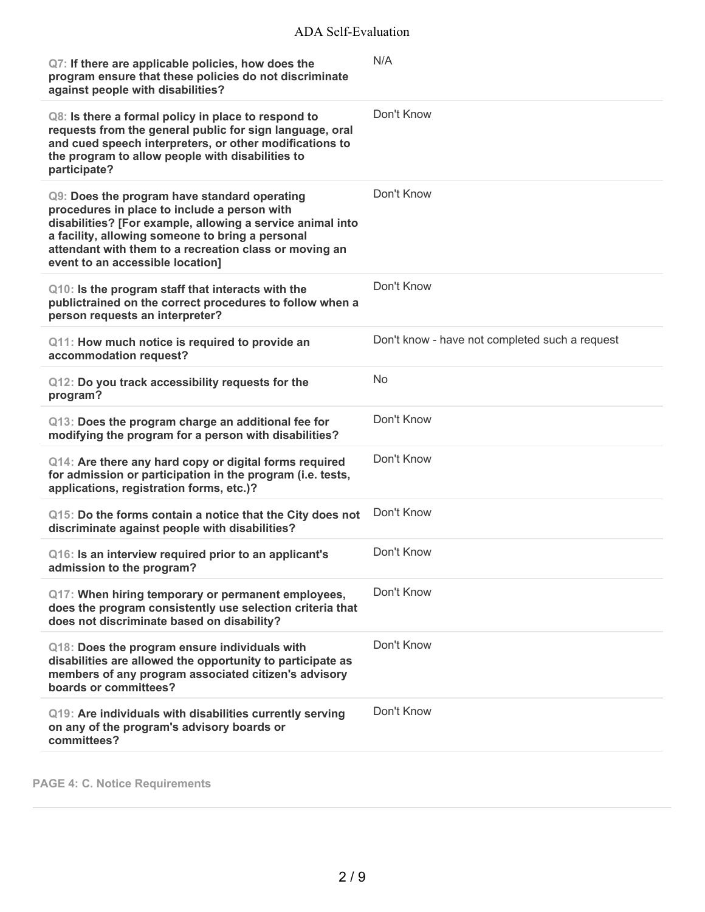| Question | Response |
| --- | --- |
| Q7: **If there are applicable policies, how does the program ensure that these policies do not discriminate against people with disabilities?** | N/A |
| Q8: **Is there a formal policy in place to respond to requests from the general public for sign language, oral and cued speech interpreters, or other modifications to the program to allow people with disabilities to participate?** | Don't Know |
| Q9: **Does the program have standard operating procedures in place to include a person with disabilities? [For example, allowing a service animal into a facility, allowing someone to bring a personal attendant with them to a recreation class or moving an event to an accessible location]** | Don't Know |
| Q10: **Is the program staff that interacts with the publictrained on the correct procedures to follow when a person requests an interpreter?** | Don't Know |
| Q11: **How much notice is required to provide an accommodation request?** | Don't know - have not completed such a request |
| Q12: **Do you track accessibility requests for the program?** | No |
| Q13: **Does the program charge an additional fee for modifying the program for a person with disabilities?** | Don't Know |
| Q14: **Are there any hard copy or digital forms required for admission or participation in the program (i.e. tests, applications, registration forms, etc.)?** | Don't Know |
| Q15: **Do the forms contain a notice that the City does not discriminate against people with disabilities?** | Don't Know |
| Q16: **Is an interview required prior to an applicant's admission to the program?** | Don't Know |
| Q17: **When hiring temporary or permanent employees, does the program consistently use selection criteria that does not discriminate based on disability?** | Don't Know |
| Q18: **Does the program ensure individuals with disabilities are allowed the opportunity to participate as members of any program associated citizen's advisory boards or committees?** | Don't Know |
| Q19: **Are individuals with disabilities currently serving on any of the program's advisory boards or committees?** | Don't Know |

**PAGE 4: C. Notice Requirements**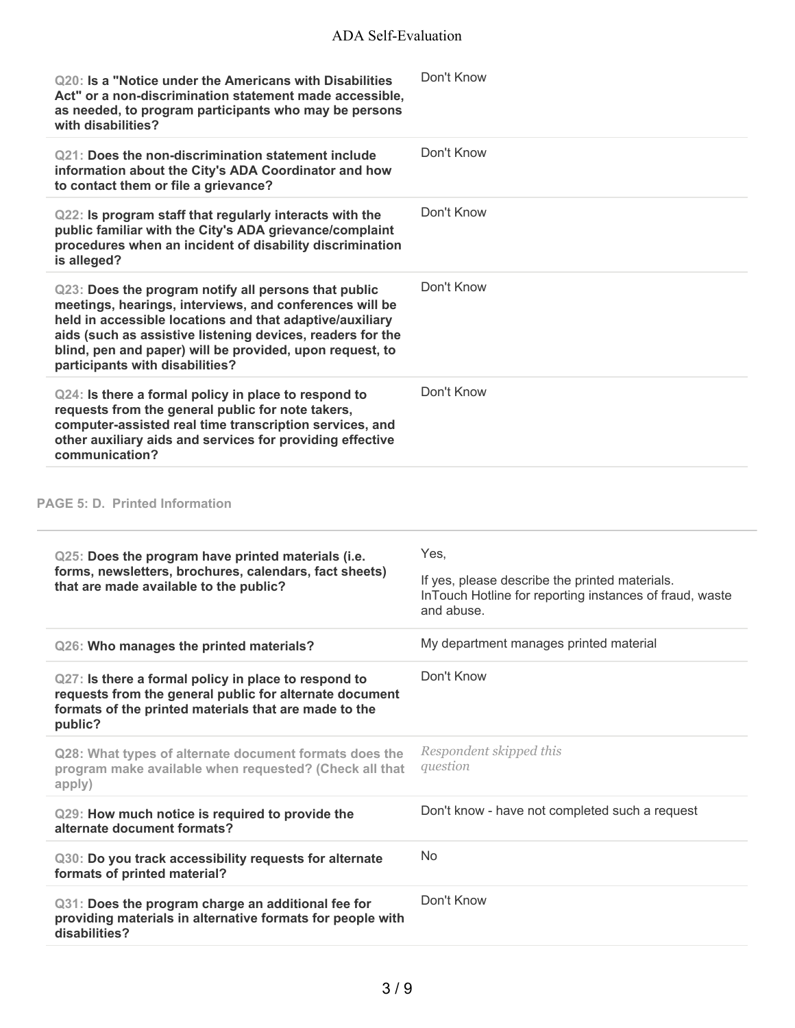| | |
|---|---|
| **Q20: Is a "Notice under the Americans with Disabilities Act" or a non-discrimination statement made accessible, as needed, to program participants who may be persons with disabilities?** | Don't Know |
| **Q21: Does the non-discrimination statement include information about the City's ADA Coordinator and how to contact them or file a grievance?** | Don't Know |
| **Q22: Is program staff that regularly interacts with the public familiar with the City's ADA grievance/complaint procedures when an incident of disability discrimination is alleged?** | Don't Know |
| **Q23: Does the program notify all persons that public meetings, hearings, interviews, and conferences will be held in accessible locations and that adaptive/auxiliary aids (such as assistive listening devices, readers for the blind, pen and paper) will be provided, upon request, to participants with disabilities?** | Don't Know |
| **Q24: Is there a formal policy in place to respond to requests from the general public for note takers, computer-assisted real time transcription services, and other auxiliary aids and services for providing effective communication?** | Don't Know |

## PAGE 5: D. Printed Information

| | |
|---|---|
| **Q25: Does the program have printed materials (i.e. forms, newsletters, brochures, calendars, fact sheets) that are made available to the public?** | Yes,<br><br>If yes, please describe the printed materials.<br>InTouch Hotline for reporting instances of fraud, waste and abuse. |
| **Q26: Who manages the printed materials?** | My department manages printed material |
| **Q27: Is there a formal policy in place to respond to requests from the general public for alternate document formats of the printed materials that are made to the public?** | Don't Know |
| Q28: What types of alternate document formats does the program make available when requested? (Check all that apply) | *Respondent skipped this question* |
| **Q29: How much notice is required to provide the alternate document formats?** | Don't know - have not completed such a request |
| **Q30: Do you track accessibility requests for alternate formats of printed material?** | No |
| **Q31: Does the program charge an additional fee for providing materials in alternative formats for people with disabilities?** | Don't Know |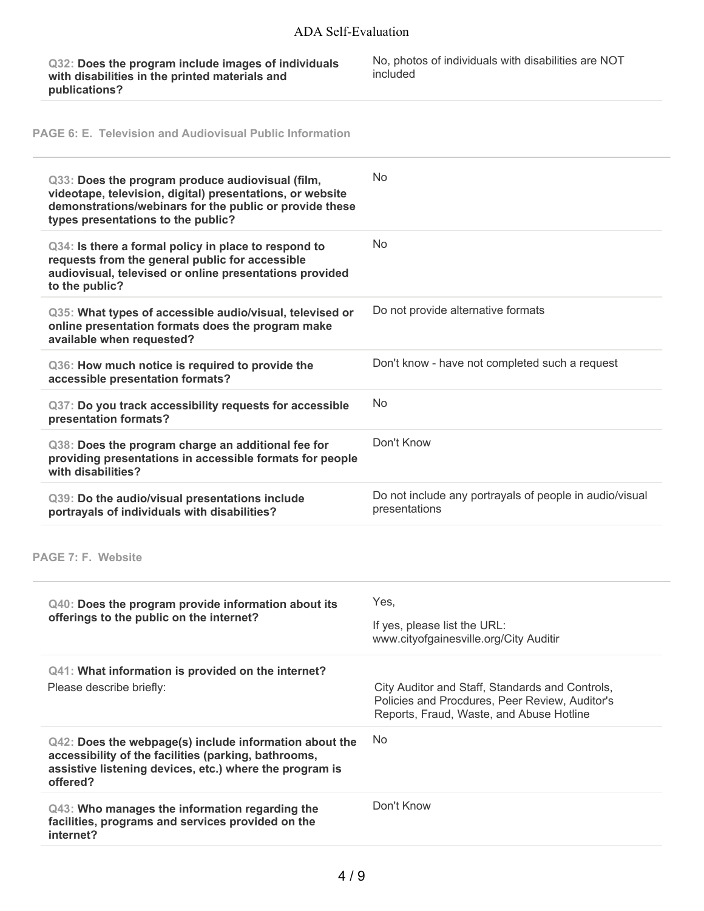| | |
|---|---|
| **Q32: Does the program include images of individuals with disabilities in the printed materials and publications?** | No, photos of individuals with disabilities are NOT included |

## PAGE 6: E. Television and Audiovisual Public Information

| | |
|---|---|
| **Q33: Does the program produce audiovisual (film, videotape, television, digital) presentations, or website demonstrations/webinars for the public or provide these types presentations to the public?** | No |
| **Q34: Is there a formal policy in place to respond to requests from the general public for accessible audiovisual, televised or online presentations provided to the public?** | No |
| **Q35: What types of accessible audio/visual, televised or online presentation formats does the program make available when requested?** | Do not provide alternative formats |
| **Q36: How much notice is required to provide the accessible presentation formats?** | Don't know - have not completed such a request |
| **Q37: Do you track accessibility requests for accessible presentation formats?** | No |
| **Q38: Does the program charge an additional fee for providing presentations in accessible formats for people with disabilities?** | Don't Know |
| **Q39: Do the audio/visual presentations include portrayals of individuals with disabilities?** | Do not include any portrayals of people in audio/visual presentations |

## PAGE 7: F. Website

| | |
|---|---|
| **Q40: Does the program provide information about its offerings to the public on the internet?** | Yes,<br><br>If yes, please list the URL: www.cityofgainesville.org/City Auditir |
| **Q41: What information is provided on the internet?**<br>Please describe briefly: | City Auditor and Staff, Standards and Controls, Policies and Procdures, Peer Review, Auditor's Reports, Fraud, Waste, and Abuse Hotline |
| **Q42: Does the webpage(s) include information about the accessibility of the facilities (parking, bathrooms, assistive listening devices, etc.) where the program is offered?** | No |
| **Q43: Who manages the information regarding the facilities, programs and services provided on the internet?** | Don't Know |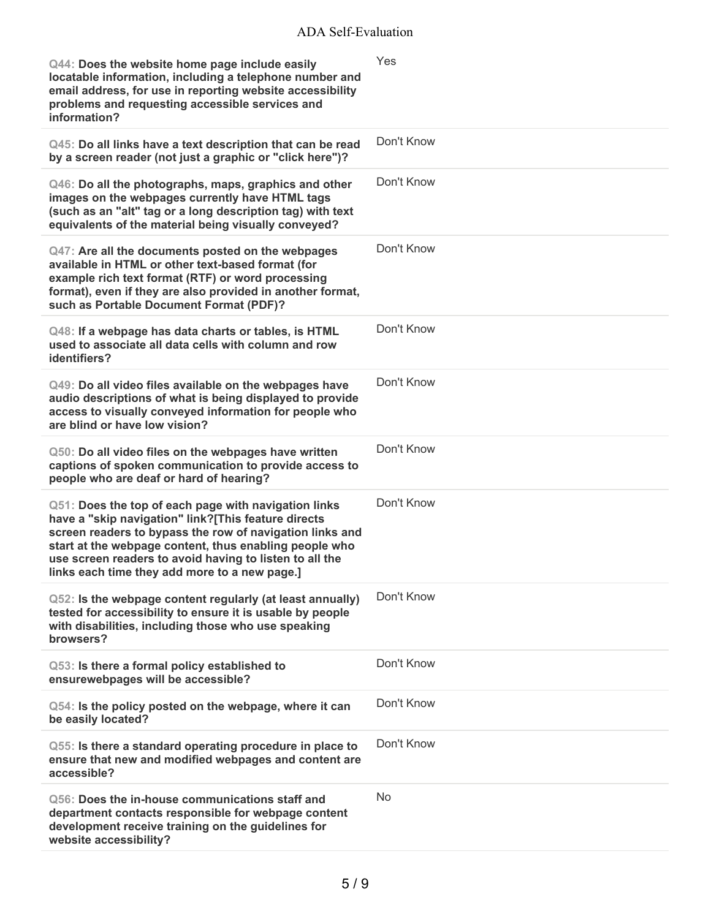| Question | Response |
|---|---|
| **Q44: Does the website home page include easily locatable information, including a telephone number and email address, for use in reporting website accessibility problems and requesting accessible services and information?** | Yes |
| **Q45: Do all links have a text description that can be read by a screen reader (not just a graphic or "click here")?** | Don't Know |
| **Q46: Do all the photographs, maps, graphics and other images on the webpages currently have HTML tags (such as an "alt" tag or a long description tag) with text equivalents of the material being visually conveyed?** | Don't Know |
| **Q47: Are all the documents posted on the webpages available in HTML or other text-based format (for example rich text format (RTF) or word processing format), even if they are also provided in another format, such as Portable Document Format (PDF)?** | Don't Know |
| **Q48: If a webpage has data charts or tables, is HTML used to associate all data cells with column and row identifiers?** | Don't Know |
| **Q49: Do all video files available on the webpages have audio descriptions of what is being displayed to provide access to visually conveyed information for people who are blind or have low vision?** | Don't Know |
| **Q50: Do all video files on the webpages have written captions of spoken communication to provide access to people who are deaf or hard of hearing?** | Don't Know |
| **Q51: Does the top of each page with navigation links have a "skip navigation" link?[This feature directs screen readers to bypass the row of navigation links and start at the webpage content, thus enabling people who use screen readers to avoid having to listen to all the links each time they add more to a new page.]** | Don't Know |
| **Q52: Is the webpage content regularly (at least annually) tested for accessibility to ensure it is usable by people with disabilities, including those who use speaking browsers?** | Don't Know |
| **Q53: Is there a formal policy established to ensurewebpages will be accessible?** | Don't Know |
| **Q54: Is the policy posted on the webpage, where it can be easily located?** | Don't Know |
| **Q55: Is there a standard operating procedure in place to ensure that new and modified webpages and content are accessible?** | Don't Know |
| **Q56: Does the in-house communications staff and department contacts responsible for webpage content development receive training on the guidelines for website accessibility?** | No |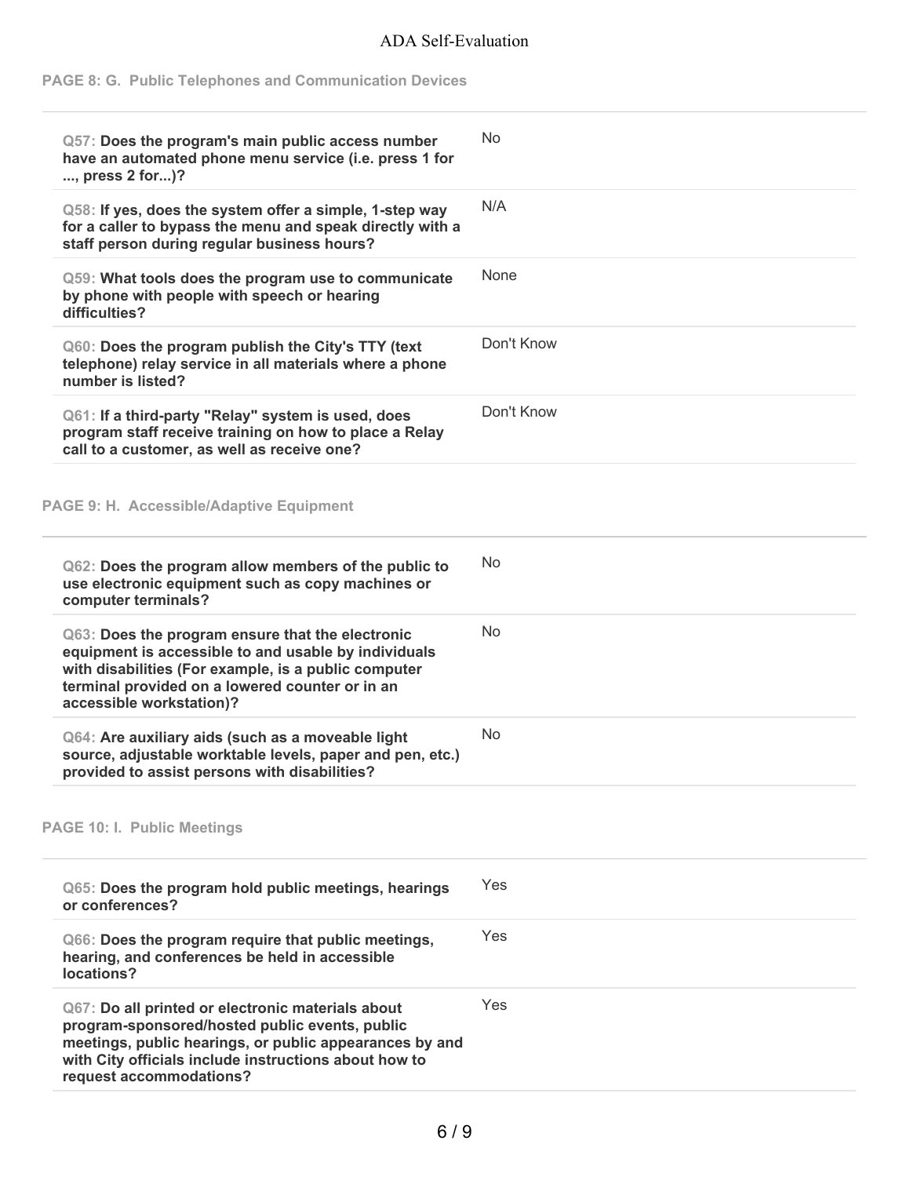## PAGE 8: G. Public Telephones and Communication Devices

| Question | Answer |
| --- | --- |
| Q57: **Does the program's main public access number have an automated phone menu service (i.e. press 1 for ..., press 2 for...)?** | No |
| Q58: **If yes, does the system offer a simple, 1-step way for a caller to bypass the menu and speak directly with a staff person during regular business hours?** | N/A |
| Q59: **What tools does the program use to communicate by phone with people with speech or hearing difficulties?** | None |
| Q60: **Does the program publish the City's TTY (text telephone) relay service in all materials where a phone number is listed?** | Don't Know |
| Q61: **If a third-party "Relay" system is used, does program staff receive training on how to place a Relay call to a customer, as well as receive one?** | Don't Know |

## PAGE 9: H. Accessible/Adaptive Equipment

| Question | Answer |
| --- | --- |
| Q62: **Does the program allow members of the public to use electronic equipment such as copy machines or computer terminals?** | No |
| Q63: **Does the program ensure that the electronic equipment is accessible to and usable by individuals with disabilities (For example, is a public computer terminal provided on a lowered counter or in an accessible workstation)?** | No |
| Q64: **Are auxiliary aids (such as a moveable light source, adjustable worktable levels, paper and pen, etc.) provided to assist persons with disabilities?** | No |

## PAGE 10: I. Public Meetings

| Question | Answer |
| --- | --- |
| Q65: **Does the program hold public meetings, hearings or conferences?** | Yes |
| Q66: **Does the program require that public meetings, hearing, and conferences be held in accessible locations?** | Yes |
| Q67: **Do all printed or electronic materials about program-sponsored/hosted public events, public meetings, public hearings, or public appearances by and with City officials include instructions about how to request accommodations?** | Yes |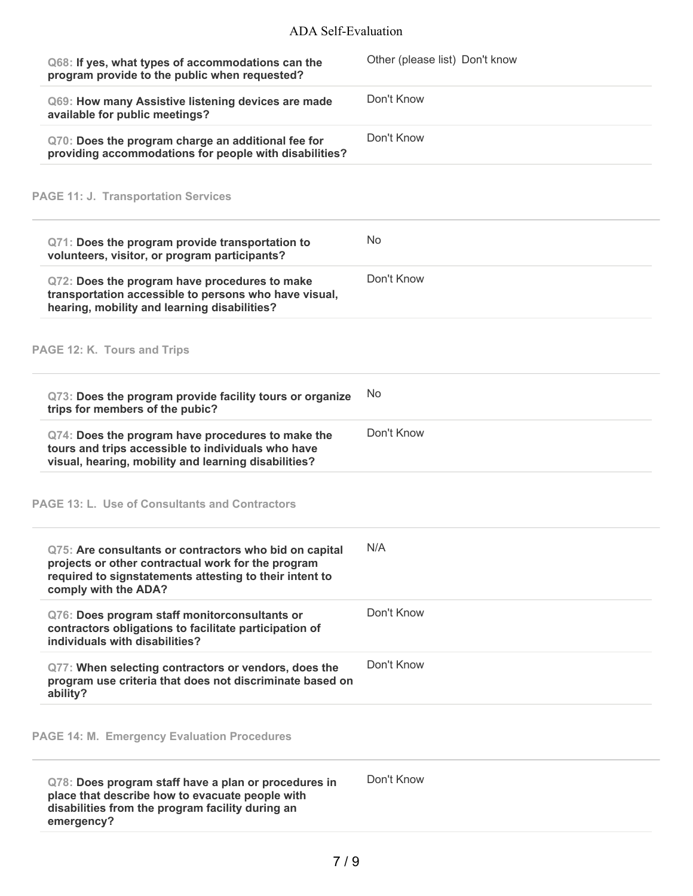| Question | Response |
| --- | --- |
| **Q68: If yes, what types of accommodations can the program provide to the public when requested?** | Other (please list) Don't know |
| **Q69: How many Assistive listening devices are made available for public meetings?** | Don't Know |
| **Q70: Does the program charge an additional fee for providing accommodations for people with disabilities?** | Don't Know |

### PAGE 11: J. Transportation Services

| Question | Response |
| --- | --- |
| **Q71: Does the program provide transportation to volunteers, visitor, or program participants?** | No |
| **Q72: Does the program have procedures to make transportation accessible to persons who have visual, hearing, mobility and learning disabilities?** | Don't Know |

### PAGE 12: K. Tours and Trips

| Question | Response |
| --- | --- |
| **Q73: Does the program provide facility tours or organize trips for members of the pubic?** | No |
| **Q74: Does the program have procedures to make the tours and trips accessible to individuals who have visual, hearing, mobility and learning disabilities?** | Don't Know |

### PAGE 13: L. Use of Consultants and Contractors

| Question | Response |
| --- | --- |
| **Q75: Are consultants or contractors who bid on capital projects or other contractual work for the program required to signstatements attesting to their intent to comply with the ADA?** | N/A |
| **Q76: Does program staff monitorconsultants or contractors obligations to facilitate participation of individuals with disabilities?** | Don't Know |
| **Q77: When selecting contractors or vendors, does the program use criteria that does not discriminate based on ability?** | Don't Know |

### PAGE 14: M. Emergency Evaluation Procedures

| Question | Response |
| --- | --- |
| **Q78: Does program staff have a plan or procedures in place that describe how to evacuate people with disabilities from the program facility during an emergency?** | Don't Know |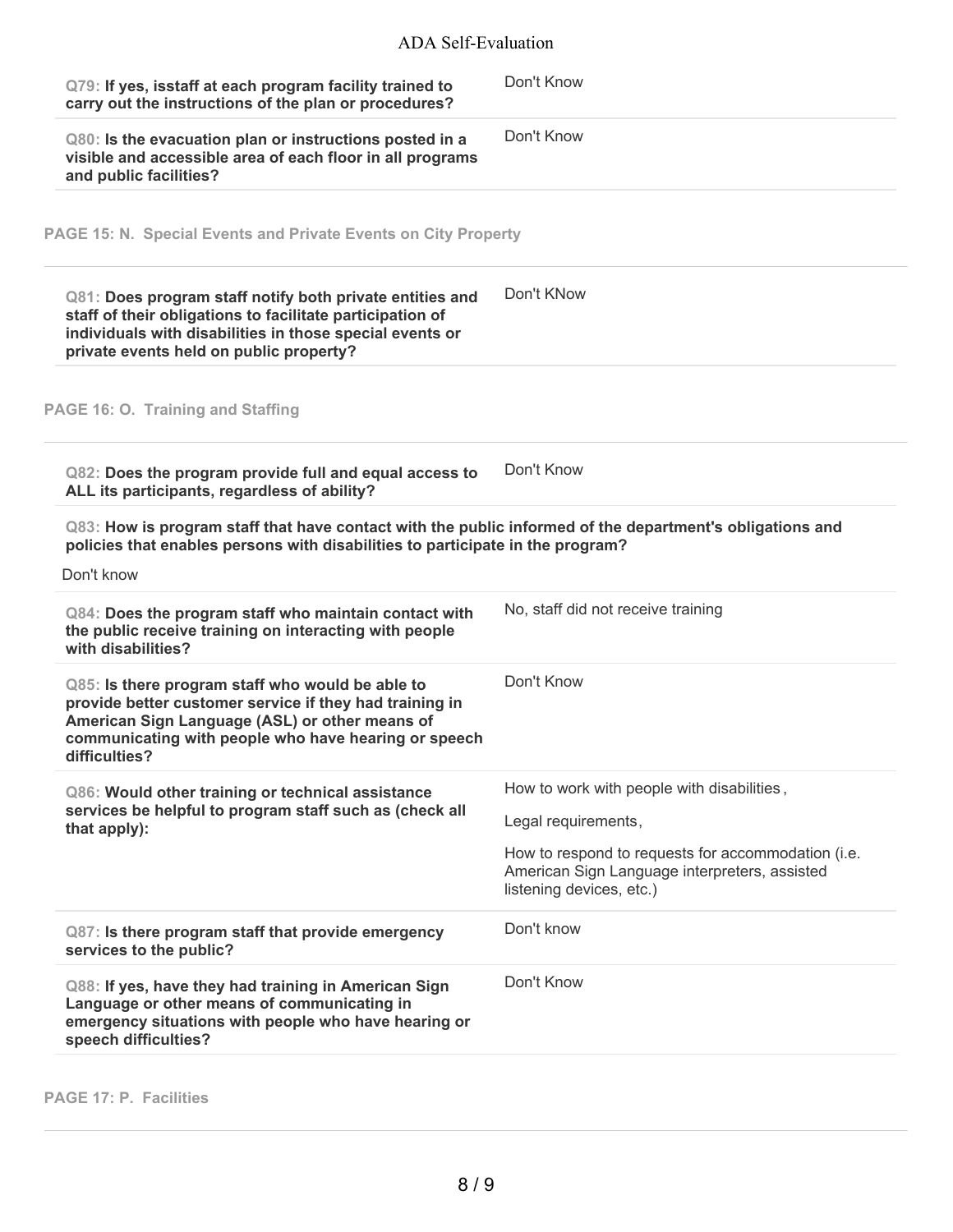**Q79: If yes, isstaff at each program facility trained to carry out the instructions of the plan or procedures?**

Don't Know

**Q80: Is the evacuation plan or instructions posted in a visible and accessible area of each floor in all programs and public facilities?**

Don't Know

## PAGE 15: N. Special Events and Private Events on City Property

**Q81: Does program staff notify both private entities and staff of their obligations to facilitate participation of individuals with disabilities in those special events or private events held on public property?**

Don't KNow

## PAGE 16: O. Training and Staffing

**Q82: Does the program provide full and equal access to ALL its participants, regardless of ability?**

Don't Know

**Q83: How is program staff that have contact with the public informed of the department's obligations and policies that enables persons with disabilities to participate in the program?**

Don't know

**Q84: Does the program staff who maintain contact with the public receive training on interacting with people with disabilities?**

No, staff did not receive training

**Q85: Is there program staff who would be able to provide better customer service if they had training in American Sign Language (ASL) or other means of communicating with people who have hearing or speech difficulties?**

Don't Know

**Q86: Would other training or technical assistance services be helpful to program staff such as (check all that apply):**

How to work with people with disabilities,

Legal requirements,

How to respond to requests for accommodation (i.e. American Sign Language interpreters, assisted listening devices, etc.)

**Q87: Is there program staff that provide emergency services to the public?**

Don't know

**Q88: If yes, have they had training in American Sign Language or other means of communicating in emergency situations with people who have hearing or speech difficulties?**

Don't Know

## PAGE 17: P. Facilities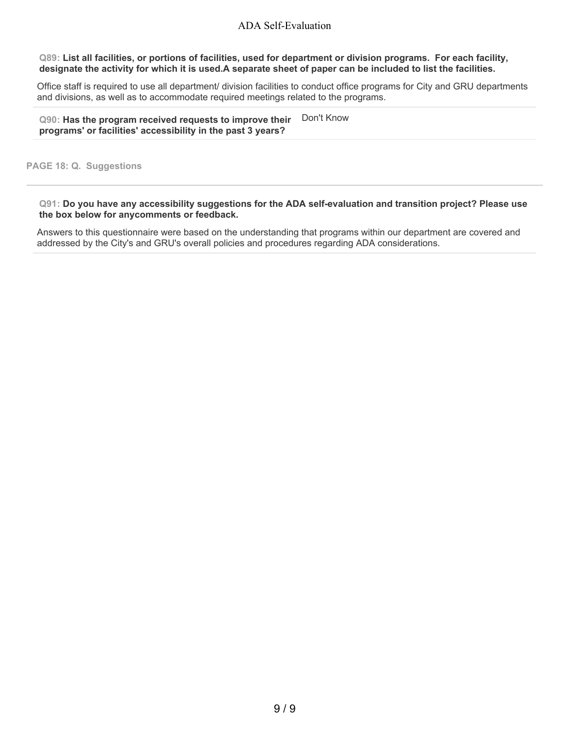**Q89: List all facilities, or portions of facilities, used for department or division programs. For each facility, designate the activity for which it is used.A separate sheet of paper can be included to list the facilities.**

Office staff is required to use all department/ division facilities to conduct office programs for City and GRU departments and divisions, as well as to accommodate required meetings related to the programs.

**Q90: Has the program received requests to improve their programs' or facilities' accessibility in the past 3 years?** Don't Know

## PAGE 18: Q. Suggestions

**Q91: Do you have any accessibility suggestions for the ADA self-evaluation and transition project? Please use the box below for anycomments or feedback.**

Answers to this questionnaire were based on the understanding that programs within our department are covered and addressed by the City's and GRU's overall policies and procedures regarding ADA considerations.